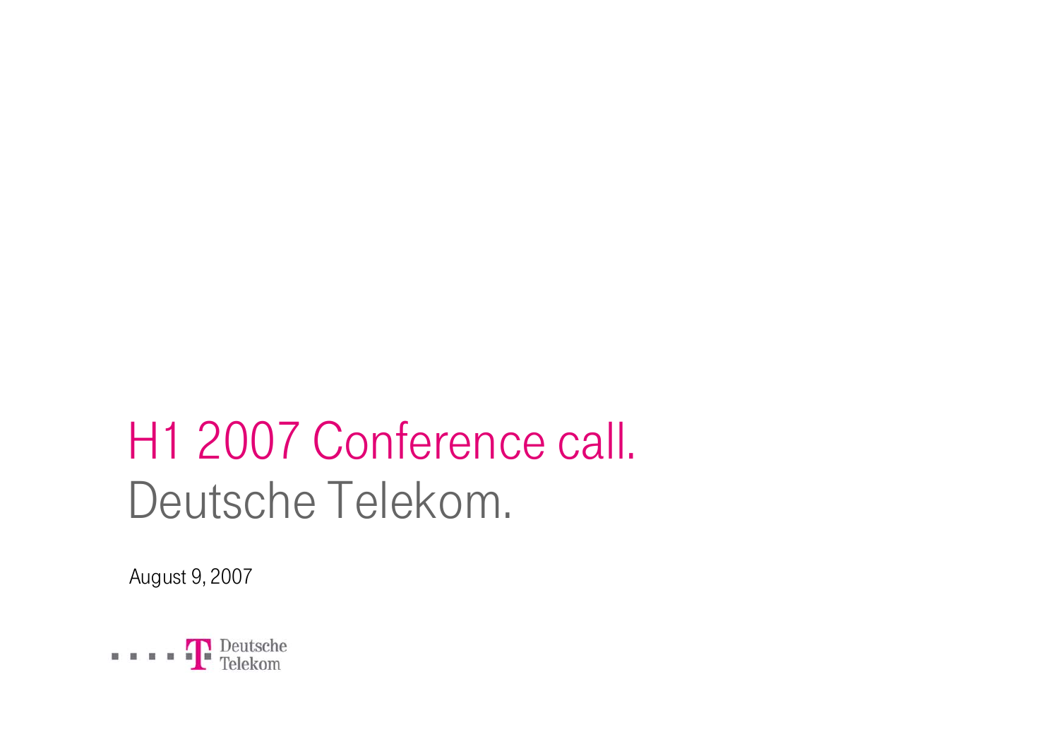# H1 2007 Conference call.
## Deutsche Telekom.

August 9, 2007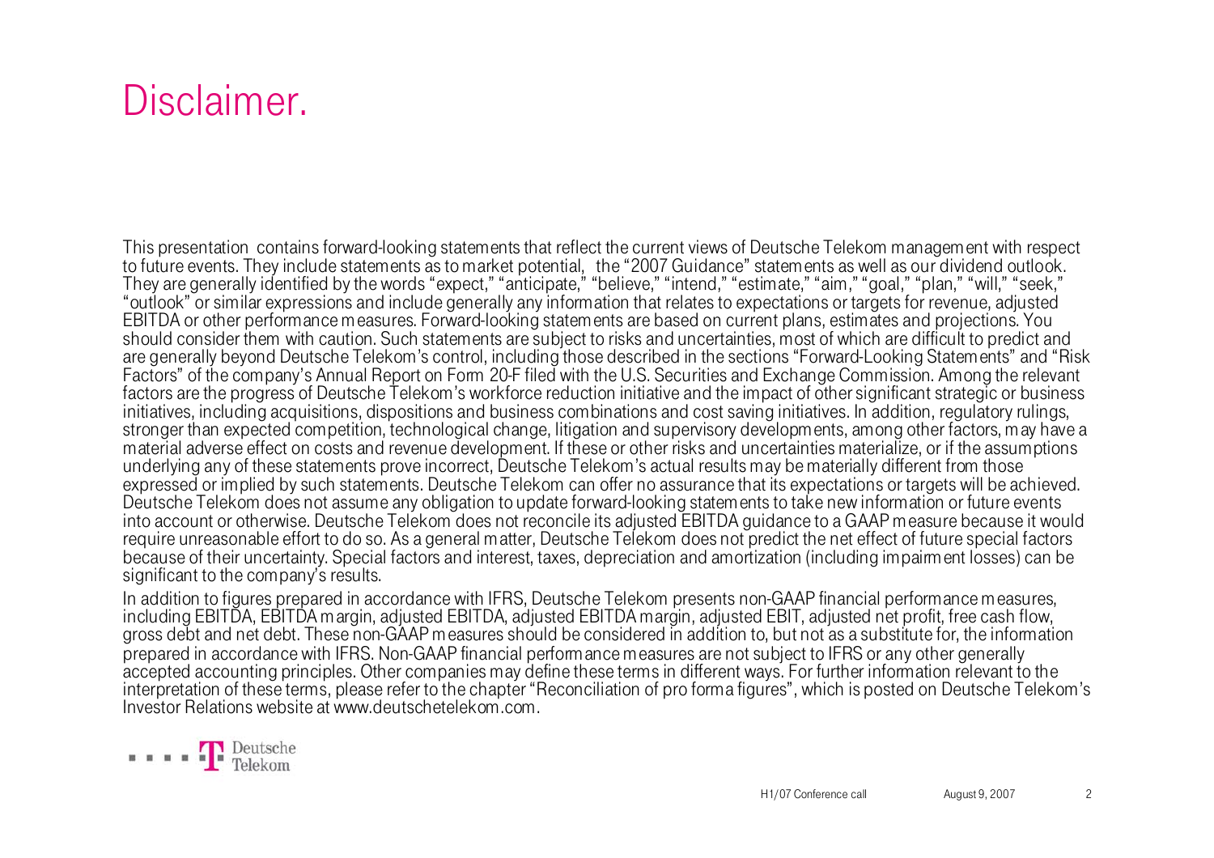# Disclaimer.

This presentation contains forward-looking statements that reflect the current views of Deutsche Telekom management with respect to future events. They include statements as to market potential, the "2007 Guidance" statements as well as our dividend outlook. They are generally identified by the words "expect," "anticipate," "believe," "intend," "estimate," "aim," "goal," "plan," "will," "seek," "outlook" or similar expressions and include generally any information that relates to expectations or targets for revenue, adjusted EBITDA or other performance measures. Forward-looking statements are based on current plans, estimates and projections. You should consider them with caution. Such statements are subject to risks and uncertainties, most of which are difficult to predict and are generally beyond Deutsche Telekom's control, including those described in the sections "Forward-Looking Statements" and "Risk Factors" of the company's Annual Report on Form 20-F filed with the U.S. Securities and Exchange Commission. Among the relevant factors are the progress of Deutsche Telekom's workforce reduction initiative and the impact of other significant strategic or business initiatives, including acquisitions, dispositions and business combinations and cost saving initiatives. In addition, regulatory rulings, stronger than expected competition, technological change, litigation and supervisory developments, among other factors, may have a material adverse effect on costs and revenue development. If these or other risks and uncertainties materialize, or if the assumptions underlying any of these statements prove incorrect, Deutsche Telekom's actual results may be materially different from those expressed or implied by such statements. Deutsche Telekom can offer no assurance that its expectations or targets will be achieved. Deutsche Telekom does not assume any obligation to update forward-looking statements to take new information or future events into account or otherwise. Deutsche Telekom does not reconcile its adjusted EBITDA guidance to a GAAP measure because it would require unreasonable effort to do so. As a general matter, Deutsche Telekom does not predict the net effect of future special factors because of their uncertainty. Special factors and interest, taxes, depreciation and amortization (including impairment losses) can be significant to the company's results.

In addition to figures prepared in accordance with IFRS, Deutsche Telekom presents non-GAAP financial performance measures, including EBITDA, EBITDA margin, adjusted EBITDA, adjusted EBITDA margin, adjusted EBIT, adjusted net profit, free cash flow, gross debt and net debt. These non-GAAP measures should be considered in addition to, but not as a substitute for, the information prepared in accordance with IFRS. Non-GAAP financial performance measures are not subject to IFRS or any other generally accepted accounting principles. Other companies may define these terms in different ways. For further information relevant to the interpretation of these terms, please refer to the chapter "Reconciliation of pro forma figures", which is posted on Deutsche Telekom's Investor Relations website at www.deutschetelekom.com.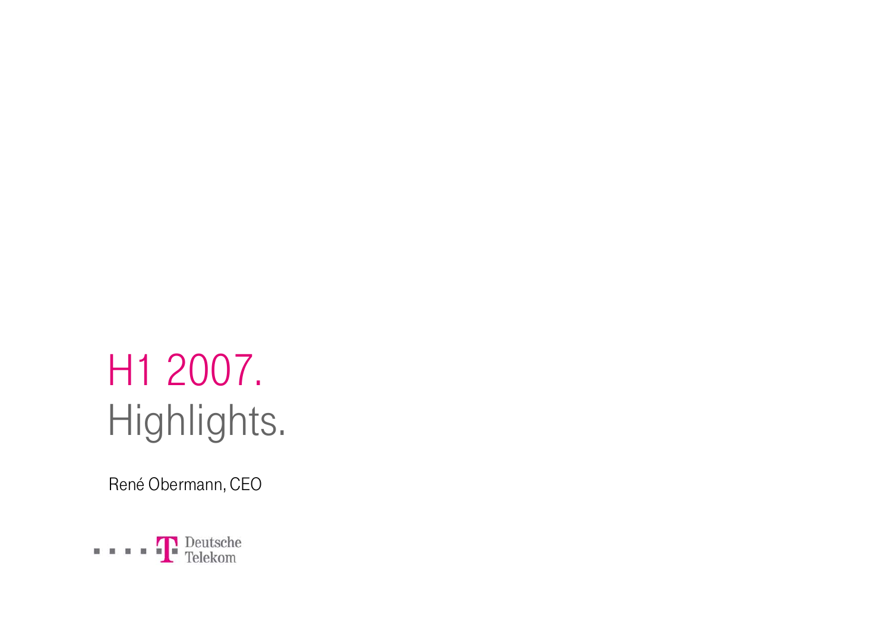# H1 2007.
# Highlights.

René Obermann, CEO

Deutsche Telekom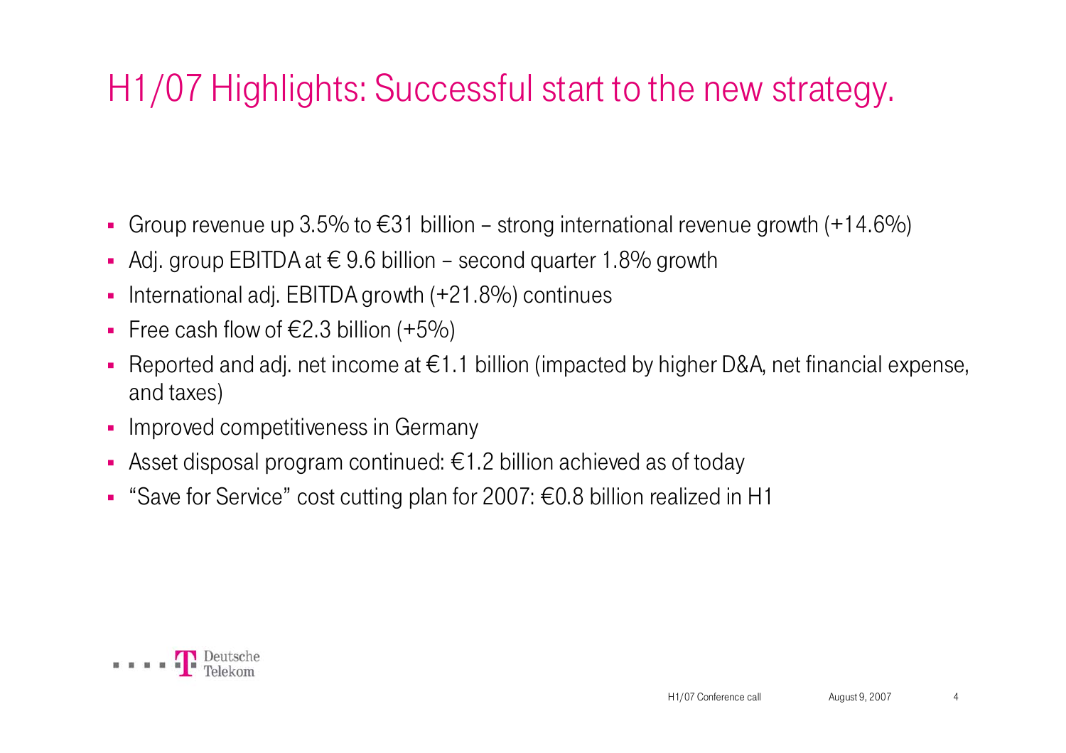# H1/07 Highlights: Successful start to the new strategy.

- Group revenue up 3.5% to €31 billion – strong international revenue growth (+14.6%)
- Adj. group EBITDA at € 9.6 billion – second quarter 1.8% growth
- International adj. EBITDA growth (+21.8%) continues
- Free cash flow of €2.3 billion (+5%)
- Reported and adj. net income at €1.1 billion (impacted by higher D&A, net financial expense, and taxes)
- Improved competitiveness in Germany
- Asset disposal program continued: €1.2 billion achieved as of today
- "Save for Service" cost cutting plan for 2007: €0.8 billion realized in H1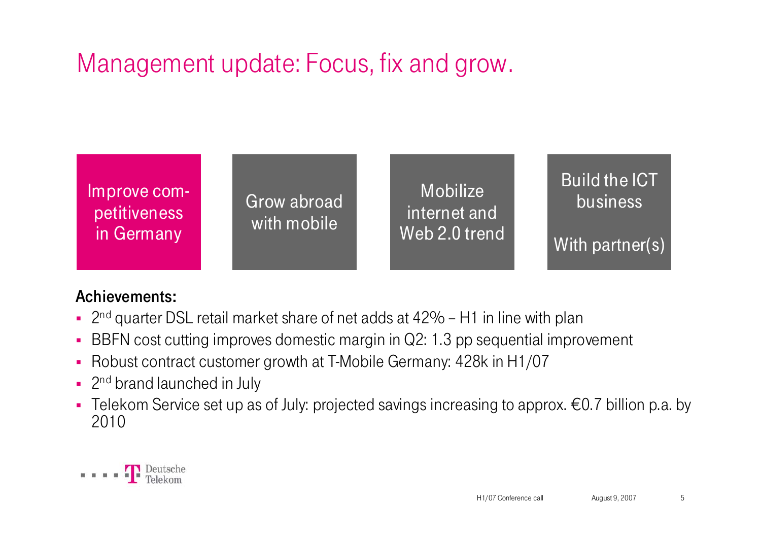# Management update: Focus, fix and grow.

| Improve competitiveness in Germany | Grow abroad with mobile | Mobilize internet and Web 2.0 trend | Build the ICT business With partner(s) |
|---|---|---|---|

**Achievements:**

- 2nd quarter DSL retail market share of net adds at 42% – H1 in line with plan
- BBFN cost cutting improves domestic margin in Q2: 1.3 pp sequential improvement
- Robust contract customer growth at T-Mobile Germany: 428k in H1/07
- 2nd brand launched in July
- Telekom Service set up as of July: projected savings increasing to approx. €0.7 billion p.a. by 2010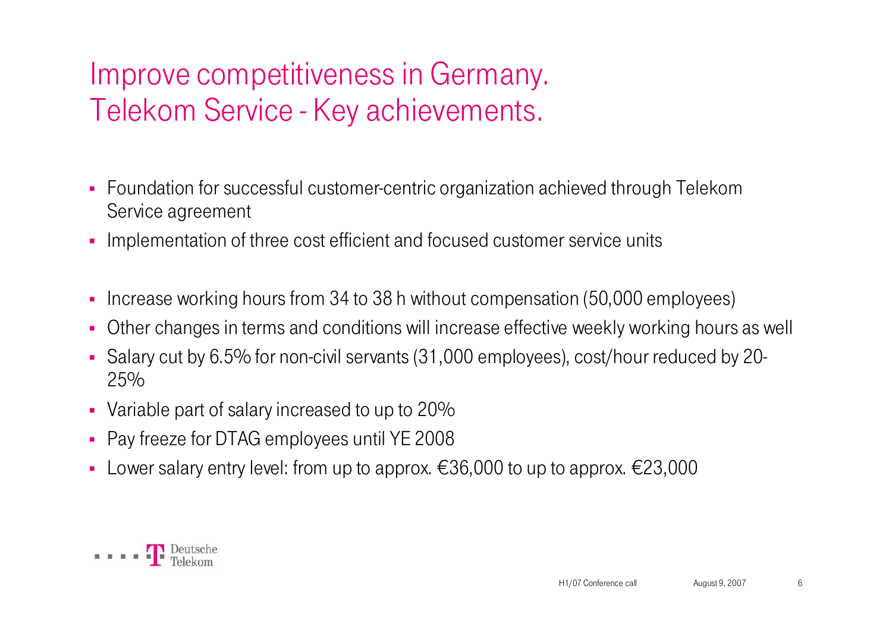# Improve competitiveness in Germany.
# Telekom Service - Key achievements.

- Foundation for successful customer-centric organization achieved through Telekom Service agreement
- Implementation of three cost efficient and focused customer service units

- Increase working hours from 34 to 38 h without compensation (50,000 employees)
- Other changes in terms and conditions will increase effective weekly working hours as well
- Salary cut by 6.5% for non-civil servants (31,000 employees), cost/hour reduced by 20-25%
- Variable part of salary increased to up to 20%
- Pay freeze for DTAG employees until YE 2008
- Lower salary entry level: from up to approx. €36,000 to up to approx. €23,000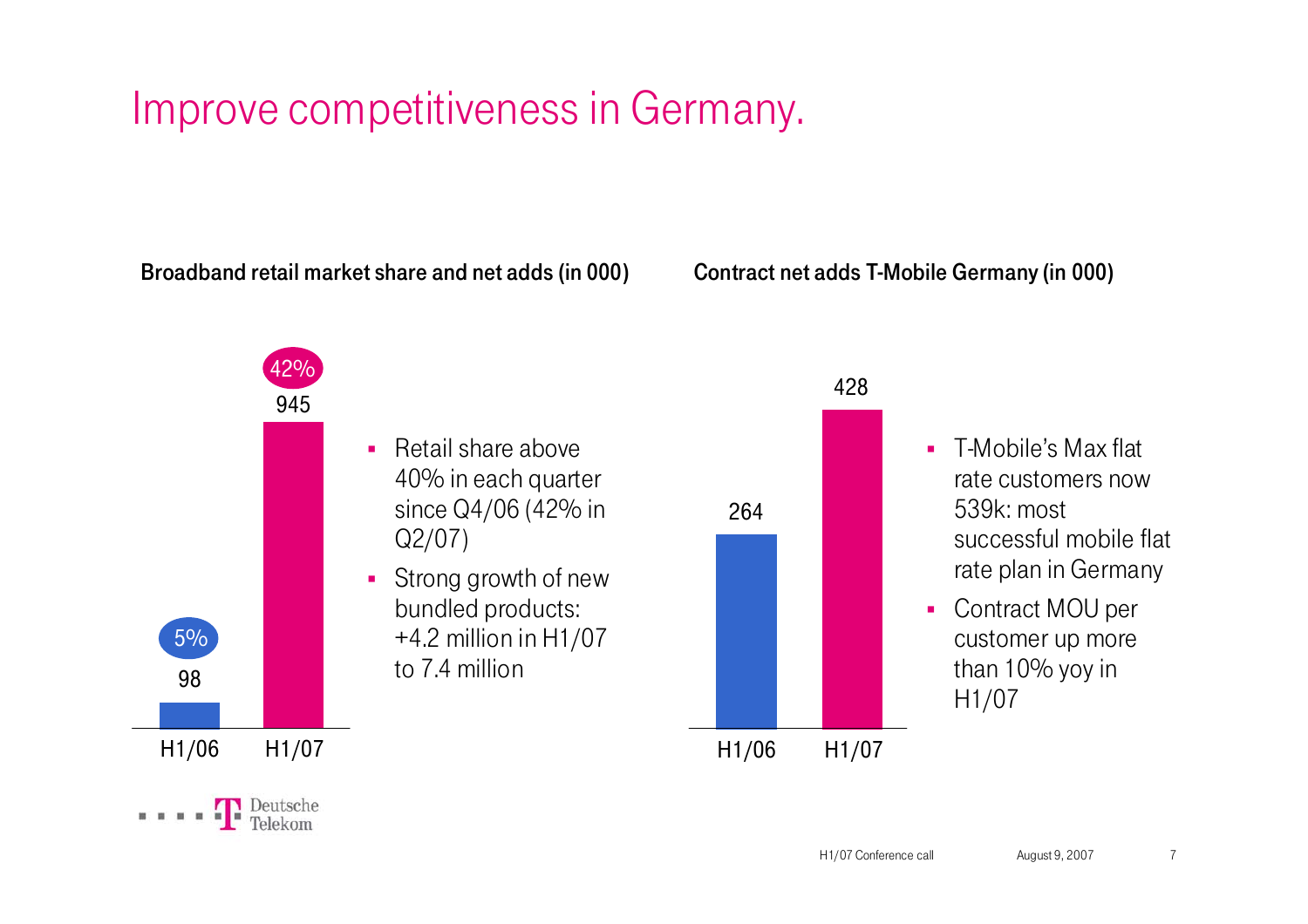# Improve competitiveness in Germany.

**Broadband retail market share and net adds (in 000)**

| | H1/06 | H1/07 |
| --- | --- | --- |
| Net adds | 98 | 945 |
| Market share | 5% | 42% |

- Retail share above 40% in each quarter since Q4/06 (42% in Q2/07)
- Strong growth of new bundled products: +4.2 million in H1/07 to 7.4 million

**Contract net adds T-Mobile Germany (in 000)**

| | H1/06 | H1/07 |
| --- | --- | --- |
| Contract net adds | 264 | 428 |

- T-Mobile's Max flat rate customers now 539k: most successful mobile flat rate plan in Germany
- Contract MOU per customer up more than 10% yoy in H1/07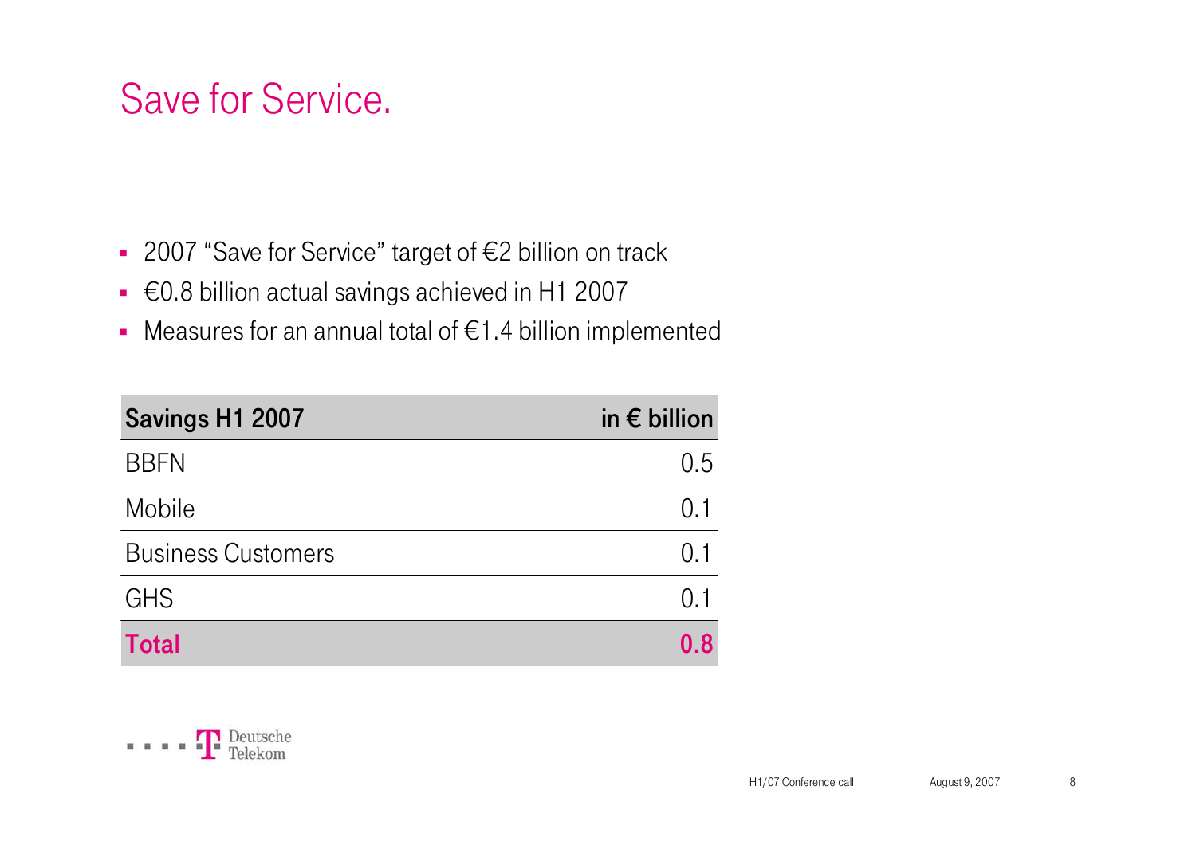# Save for Service.

- 2007 “Save for Service” target of €2 billion on track
- €0.8 billion actual savings achieved in H1 2007
- Measures for an annual total of €1.4 billion implemented

| Savings H1 2007 | in € billion |
|---|---|
| BBFN | 0.5 |
| Mobile | 0.1 |
| Business Customers | 0.1 |
| GHS | 0.1 |
| **Total** | **0.8** |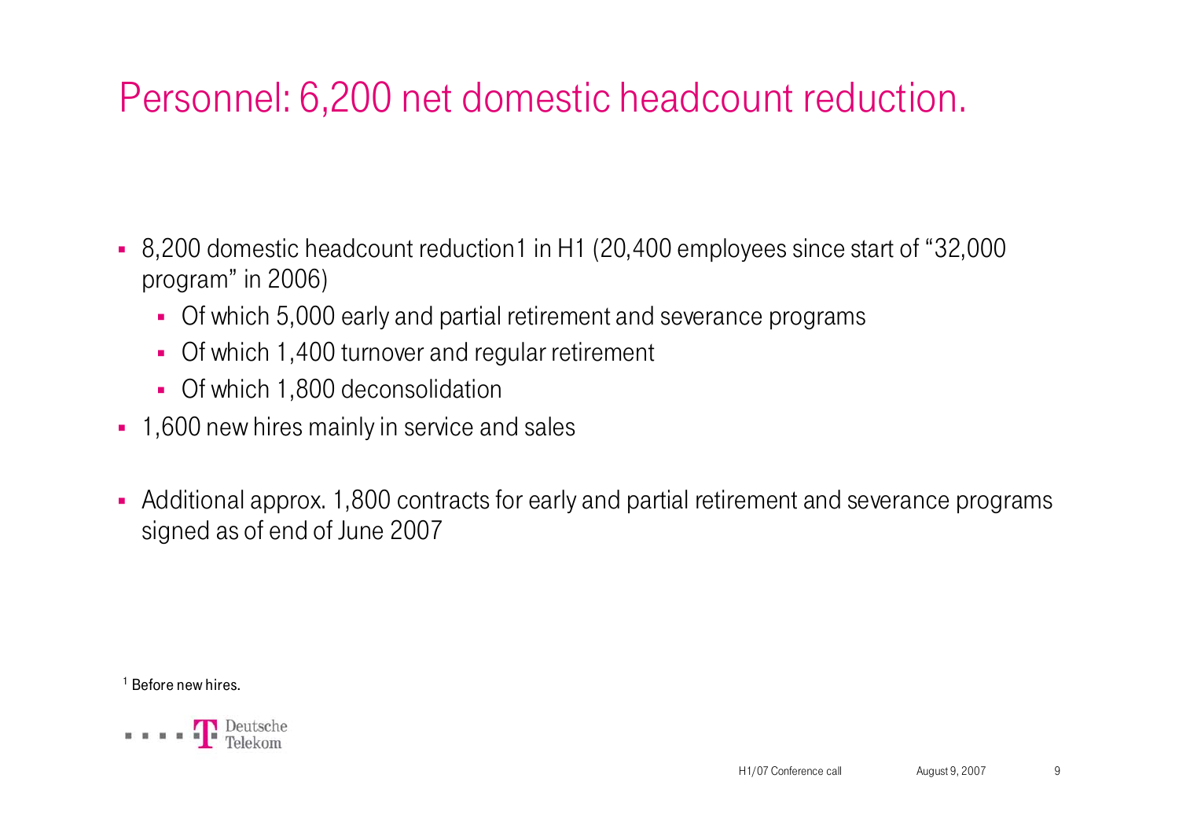# Personnel: 6,200 net domestic headcount reduction.

- 8,200 domestic headcount reduction[1] in H1 (20,400 employees since start of "32,000 program" in 2006)
  - Of which 5,000 early and partial retirement and severance programs
  - Of which 1,400 turnover and regular retirement
  - Of which 1,800 deconsolidation
- 1,600 new hires mainly in service and sales
- Additional approx. 1,800 contracts for early and partial retirement and severance programs signed as of end of June 2007

[1] Before new hires.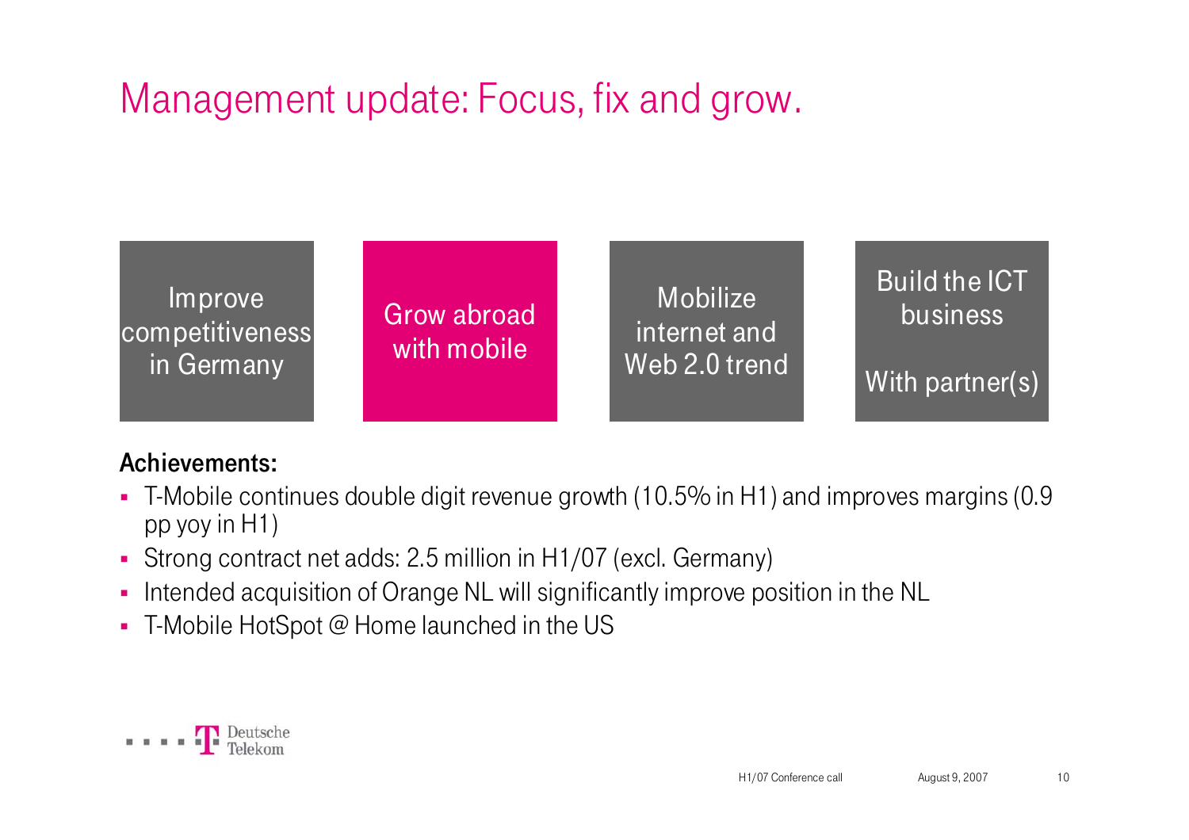# Management update: Focus, fix and grow.

| Improve competitiveness in Germany | Grow abroad with mobile | Mobilize internet and Web 2.0 trend | Build the ICT business<br><br>With partner(s) |
|---|---|---|---|

**Achievements:**

- T-Mobile continues double digit revenue growth (10.5% in H1) and improves margins (0.9 pp yoy in H1)
- Strong contract net adds: 2.5 million in H1/07 (excl. Germany)
- Intended acquisition of Orange NL will significantly improve position in the NL
- T-Mobile HotSpot @ Home launched in the US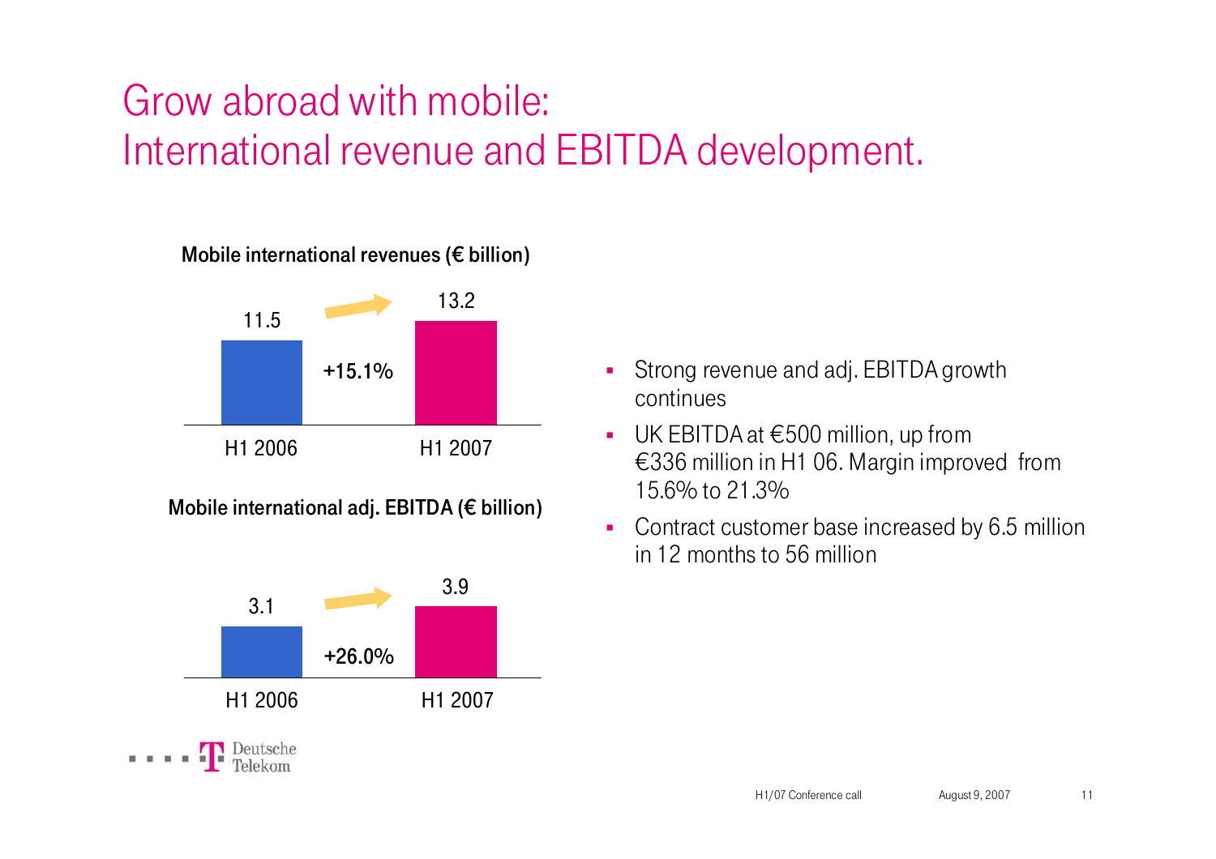# Grow abroad with mobile: International revenue and EBITDA development.

**Mobile international revenues (€ billion)**

| H1 2006 | H1 2007 |
| --- | --- |
| 11.5 | 13.2 |

+15.1%

**Mobile international adj. EBITDA (€ billion)**

| H1 2006 | H1 2007 |
| --- | --- |
| 3.1 | 3.9 |

+26.0%

- Strong revenue and adj. EBITDA growth continues
- UK EBITDA at €500 million, up from €336 million in H1 06. Margin improved from 15.6% to 21.3%
- Contract customer base increased by 6.5 million in 12 months to 56 million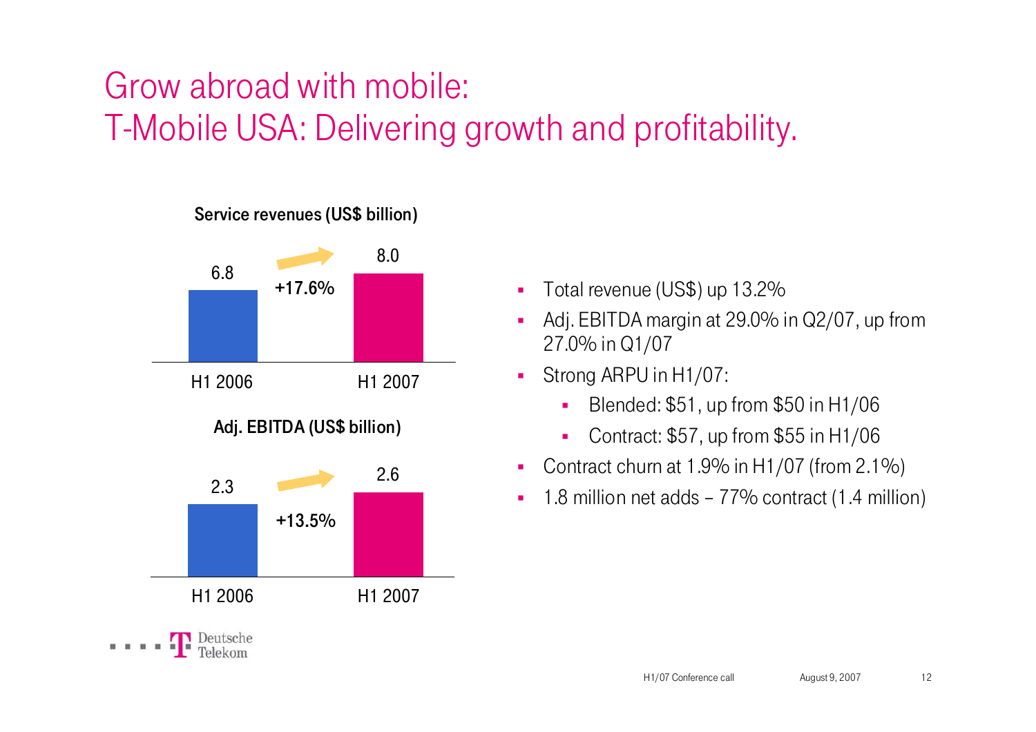# Grow abroad with mobile:
# T-Mobile USA: Delivering growth and profitability.

**Service revenues (US$ billion)**

| | H1 2006 | H1 2007 |
|---|---|---|
| Service revenues | 6.8 | 8.0 |

+17.6%

**Adj. EBITDA (US$ billion)**

| | H1 2006 | H1 2007 |
|---|---|---|
| Adj. EBITDA | 2.3 | 2.6 |

+13.5%

- Total revenue (US$) up 13.2%
- Adj. EBITDA margin at 29.0% in Q2/07, up from 27.0% in Q1/07
- Strong ARPU in H1/07:
  - Blended: $51, up from $50 in H1/06
  - Contract: $57, up from $55 in H1/06
- Contract churn at 1.9% in H1/07 (from 2.1%)
- 1.8 million net adds – 77% contract (1.4 million)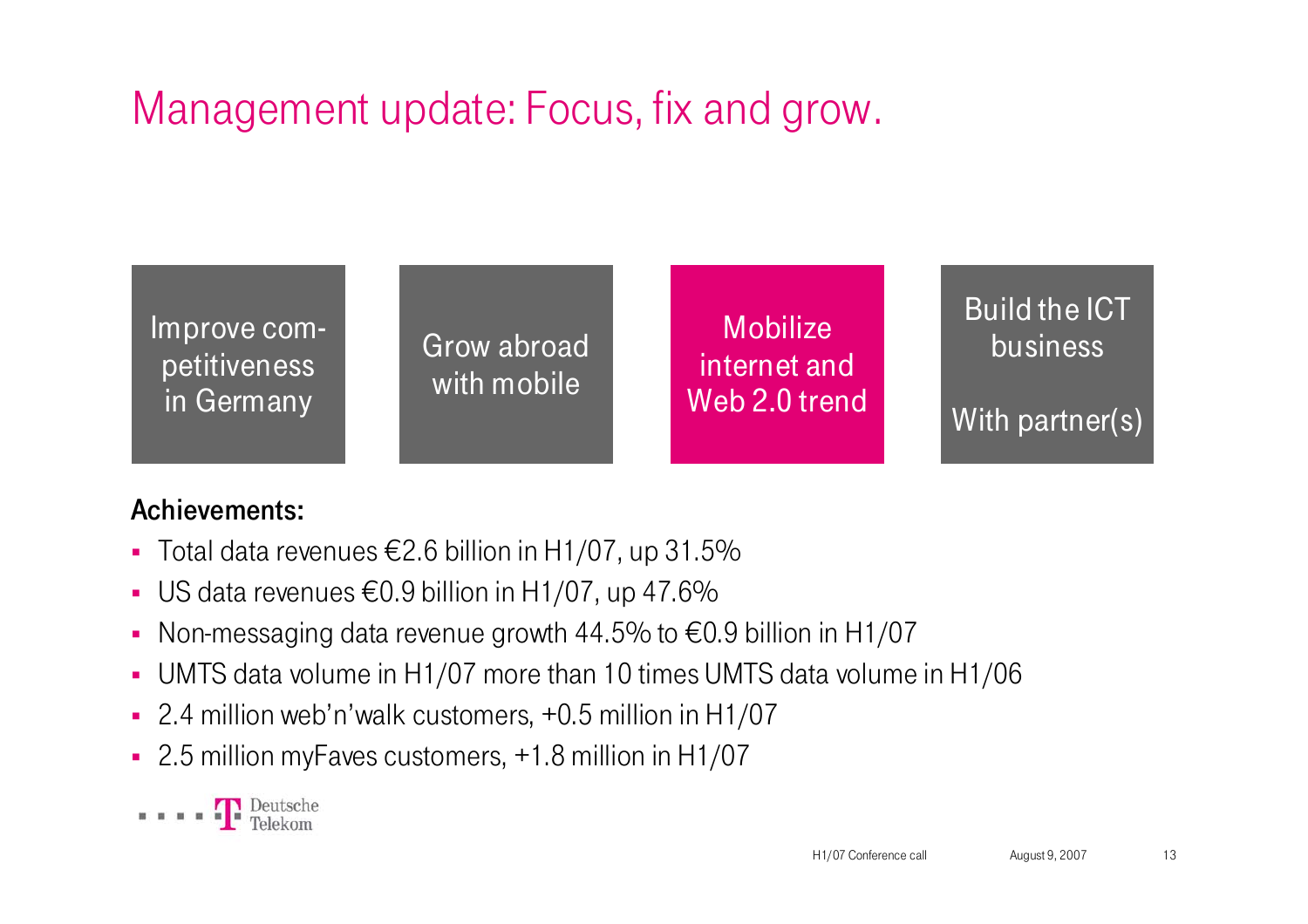# Management update: Focus, fix and grow.

| Improve competitiveness in Germany | Grow abroad with mobile | Mobilize internet and Web 2.0 trend | Build the ICT business<br><br>With partner(s) |
|---|---|---|---|

**Achievements:**

- Total data revenues €2.6 billion in H1/07, up 31.5%
- US data revenues €0.9 billion in H1/07, up 47.6%
- Non-messaging data revenue growth 44.5% to €0.9 billion in H1/07
- UMTS data volume in H1/07 more than 10 times UMTS data volume in H1/06
- 2.4 million web'n'walk customers, +0.5 million in H1/07
- 2.5 million myFaves customers, +1.8 million in H1/07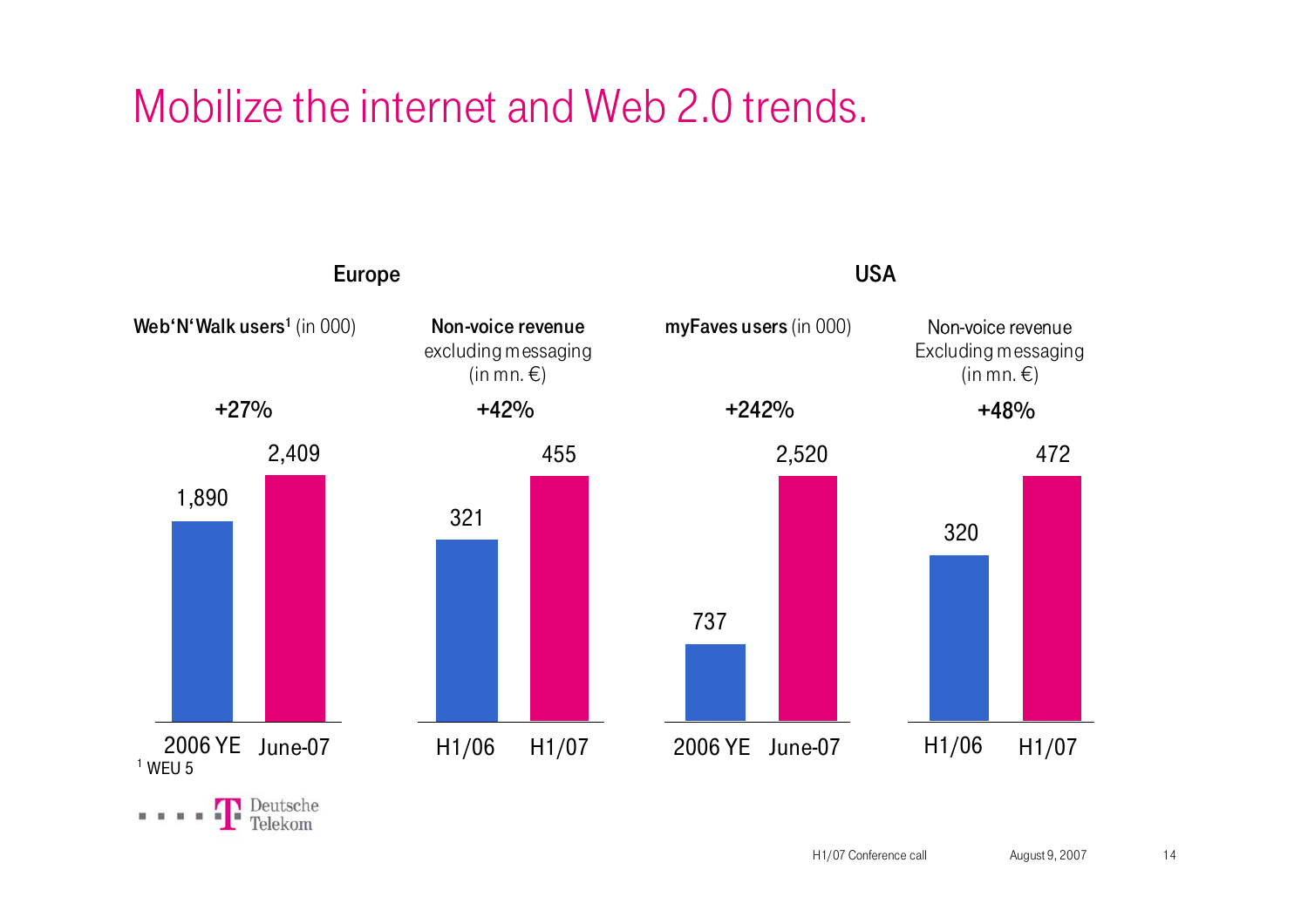# Mobilize the internet and Web 2.0 trends.

## Europe

**Web'N'Walk users**[1] (in 000)

+27%

| 2006 YE | June-07 |
|---|---|
| 1,890 | 2,409 |

**Non-voice revenue** excluding messaging (in mn. €)

+42%

| H1/06 | H1/07 |
|---|---|
| 321 | 455 |

## USA

**myFaves users** (in 000)

+242%

| 2006 YE | June-07 |
|---|---|
| 737 | 2,520 |

Non-voice revenue Excluding messaging (in mn. €)

+48%

| H1/06 | H1/07 |
|---|---|
| 320 | 472 |

[1] WEU 5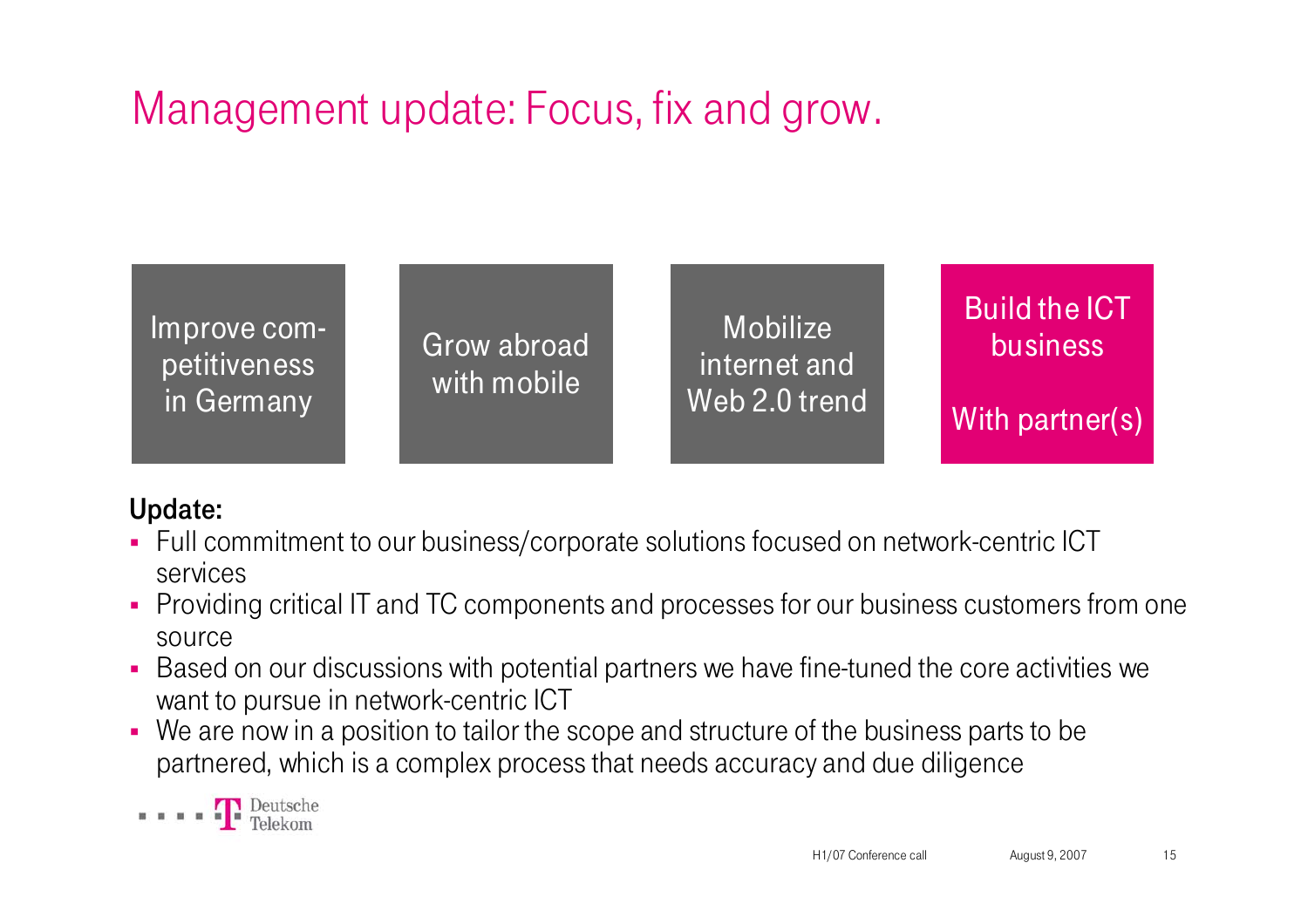# Management update: Focus, fix and grow.

| Improve competitiveness in Germany | Grow abroad with mobile | Mobilize internet and Web 2.0 trend | Build the ICT business<br><br>With partner(s) |
| --- | --- | --- | --- |

**Update:**

- Full commitment to our business/corporate solutions focused on network-centric ICT services
- Providing critical IT and TC components and processes for our business customers from one source
- Based on our discussions with potential partners we have fine-tuned the core activities we want to pursue in network-centric ICT
- We are now in a position to tailor the scope and structure of the business parts to be partnered, which is a complex process that needs accuracy and due diligence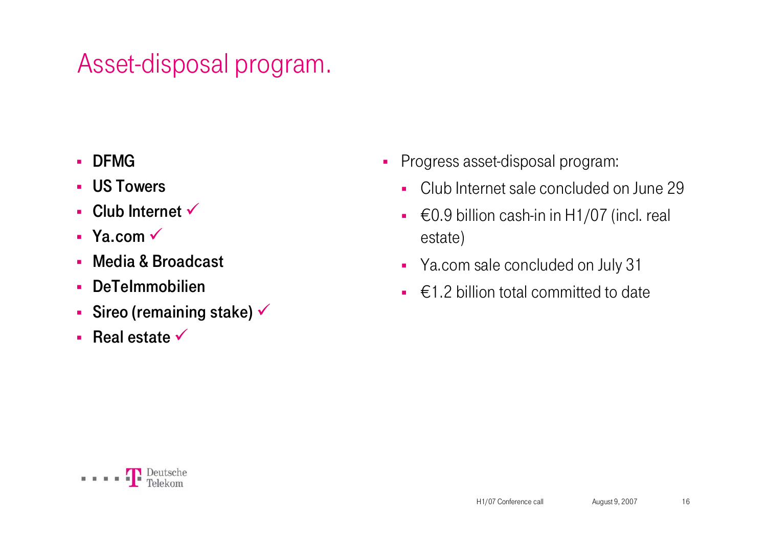# Asset-disposal program.

- **DFMG**
- **US Towers**
- **Club Internet ✓**
- **Ya.com ✓**
- **Media & Broadcast**
- **DeTeImmobilien**
- **Sireo (remaining stake) ✓**
- **Real estate ✓**

- Progress asset-disposal program:
  - Club Internet sale concluded on June 29
  - €0.9 billion cash-in in H1/07 (incl. real estate)
  - Ya.com sale concluded on July 31
  - €1.2 billion total committed to date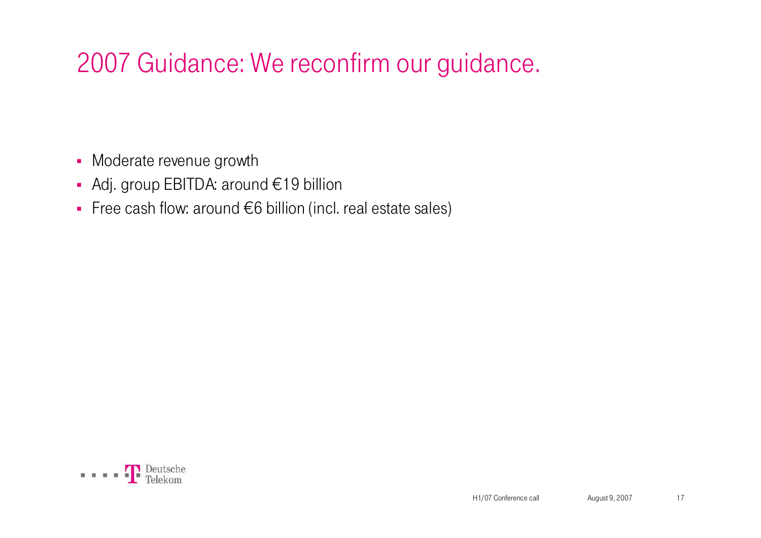# 2007 Guidance: We reconfirm our guidance.

- Moderate revenue growth
- Adj. group EBITDA: around €19 billion
- Free cash flow: around €6 billion (incl. real estate sales)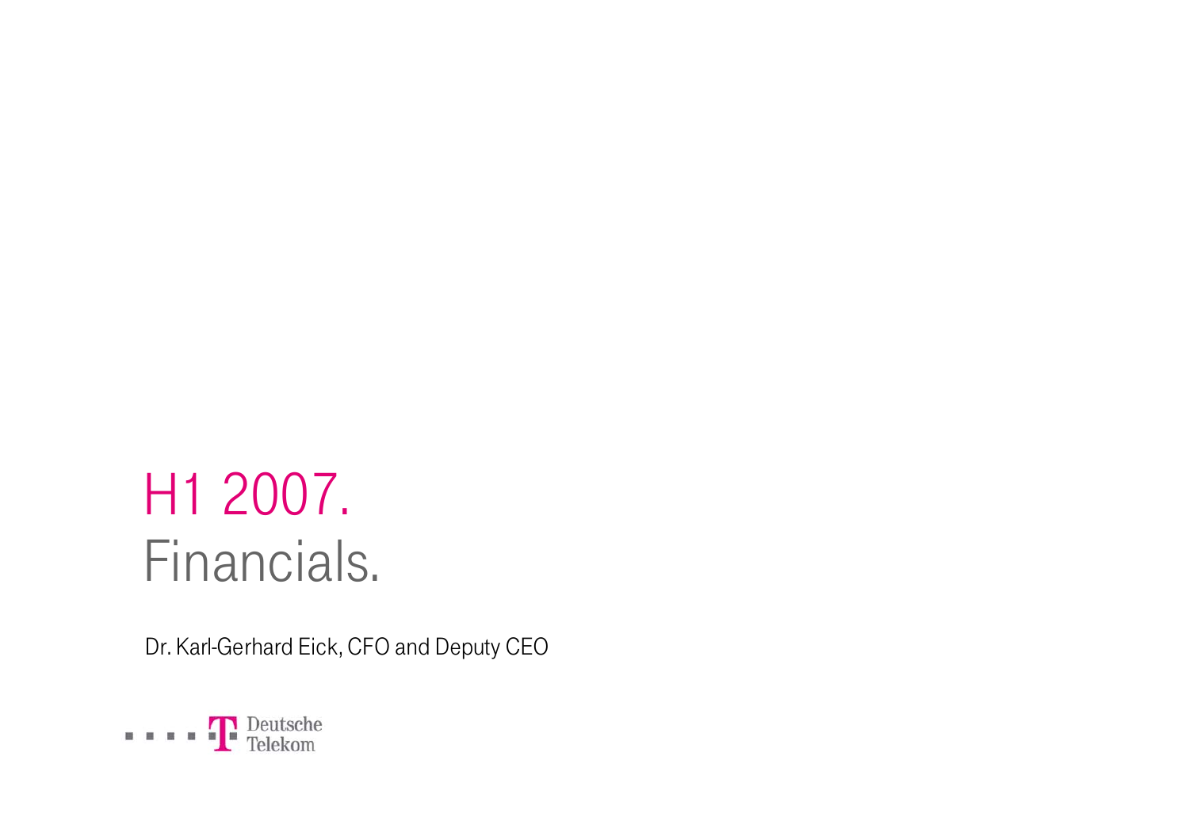# H1 2007.
# Financials.

Dr. Karl-Gerhard Eick, CFO and Deputy CEO

Deutsche Telekom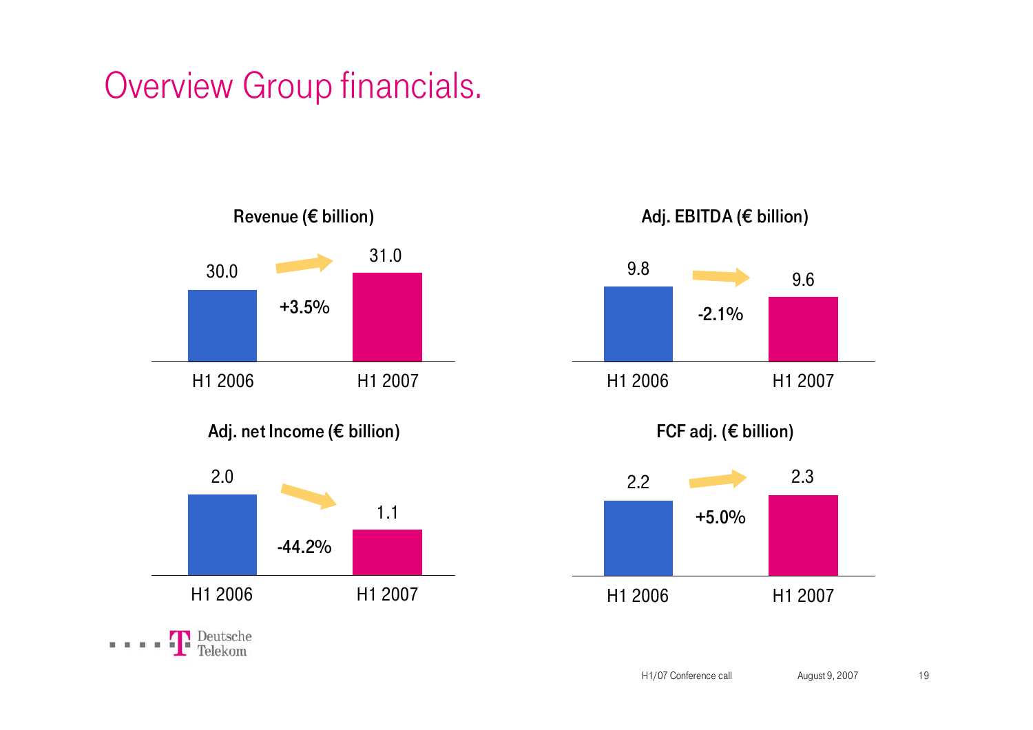# Overview Group financials.

**Revenue (€ billion)**

| H1 2006 | H1 2007 | Change |
|---|---|---|
| 30.0 | 31.0 | +3.5% |

**Adj. EBITDA (€ billion)**

| H1 2006 | H1 2007 | Change |
|---|---|---|
| 9.8 | 9.6 | -2.1% |

**Adj. net Income (€ billion)**

| H1 2006 | H1 2007 | Change |
|---|---|---|
| 2.0 | 1.1 | -44.2% |

**FCF adj. (€ billion)**

| H1 2006 | H1 2007 | Change |
|---|---|---|
| 2.2 | 2.3 | +5.0% |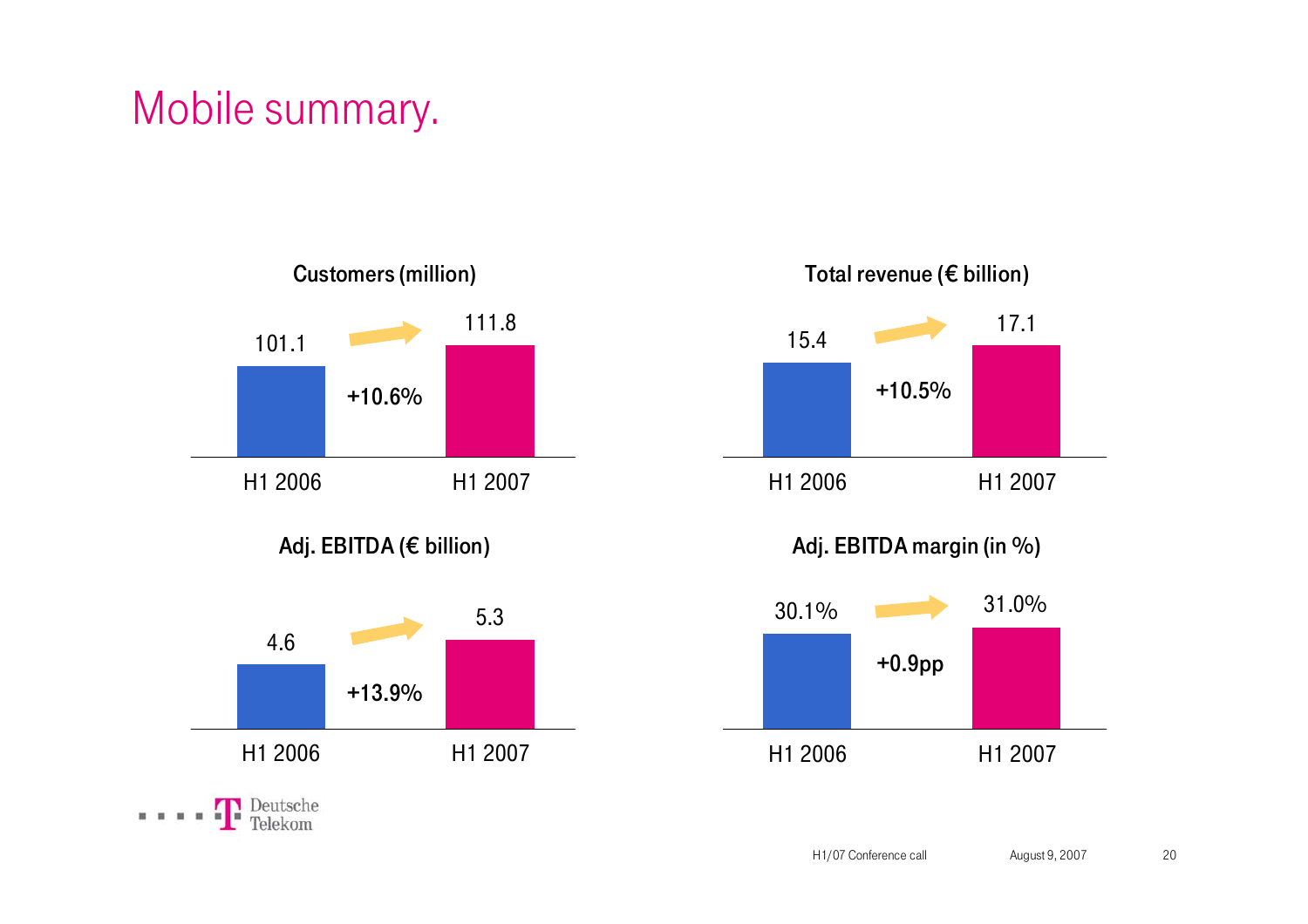# Mobile summary.

**Customers (million)**

| H1 2006 | H1 2007 | Change |
|---|---|---|
| 101.1 | 111.8 | +10.6% |

**Total revenue (€ billion)**

| H1 2006 | H1 2007 | Change |
|---|---|---|
| 15.4 | 17.1 | +10.5% |

**Adj. EBITDA (€ billion)**

| H1 2006 | H1 2007 | Change |
|---|---|---|
| 4.6 | 5.3 | +13.9% |

**Adj. EBITDA margin (in %)**

| H1 2006 | H1 2007 | Change |
|---|---|---|
| 30.1% | 31.0% | +0.9pp |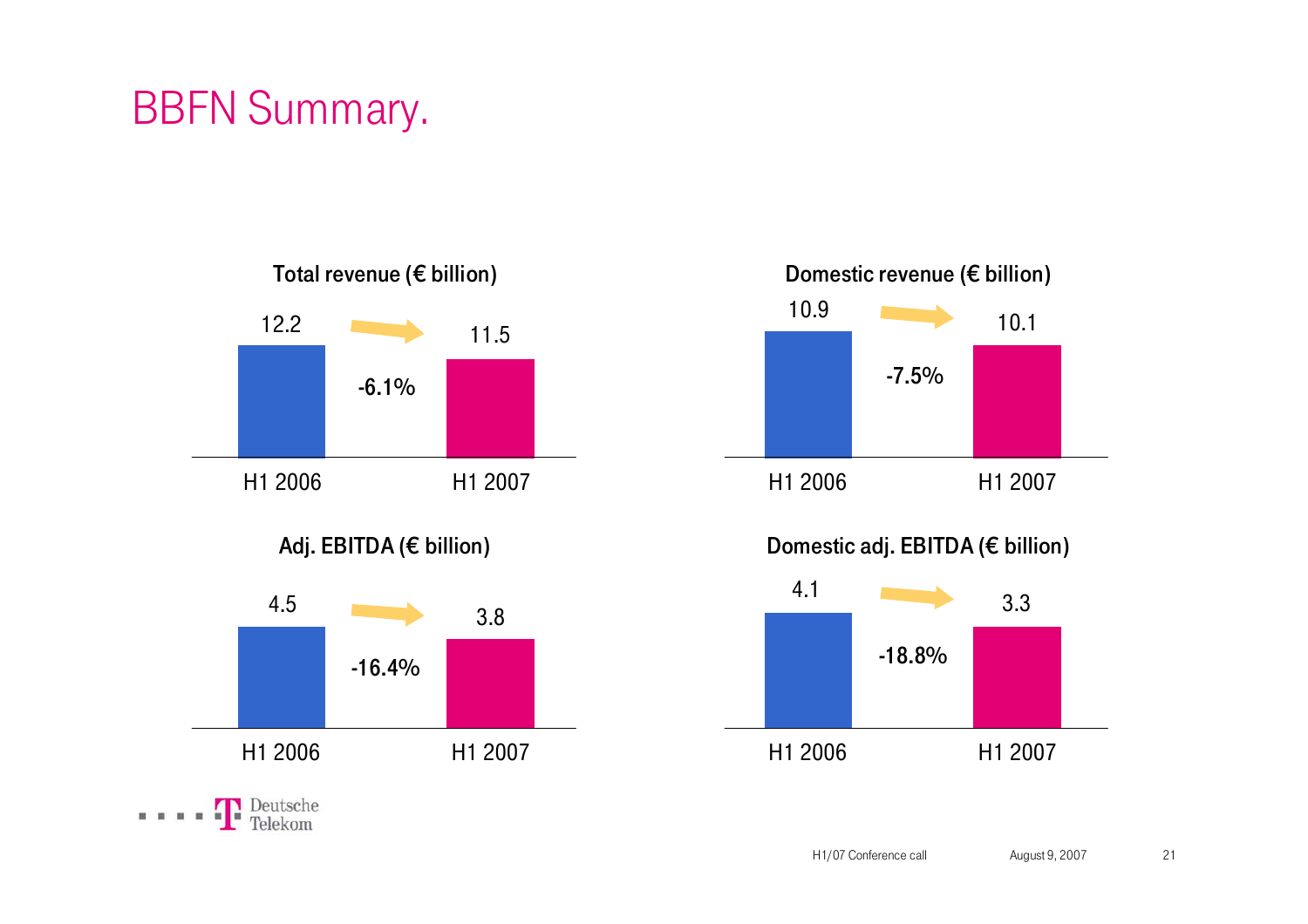# BBFN Summary.

**Total revenue (€ billion)**

| H1 2006 | H1 2007 | Change |
|---|---|---|
| 12.2 | 11.5 | -6.1% |

**Domestic revenue (€ billion)**

| H1 2006 | H1 2007 | Change |
|---|---|---|
| 10.9 | 10.1 | -7.5% |

**Adj. EBITDA (€ billion)**

| H1 2006 | H1 2007 | Change |
|---|---|---|
| 4.5 | 3.8 | -16.4% |

**Domestic adj. EBITDA (€ billion)**

| H1 2006 | H1 2007 | Change |
|---|---|---|
| 4.1 | 3.3 | -18.8% |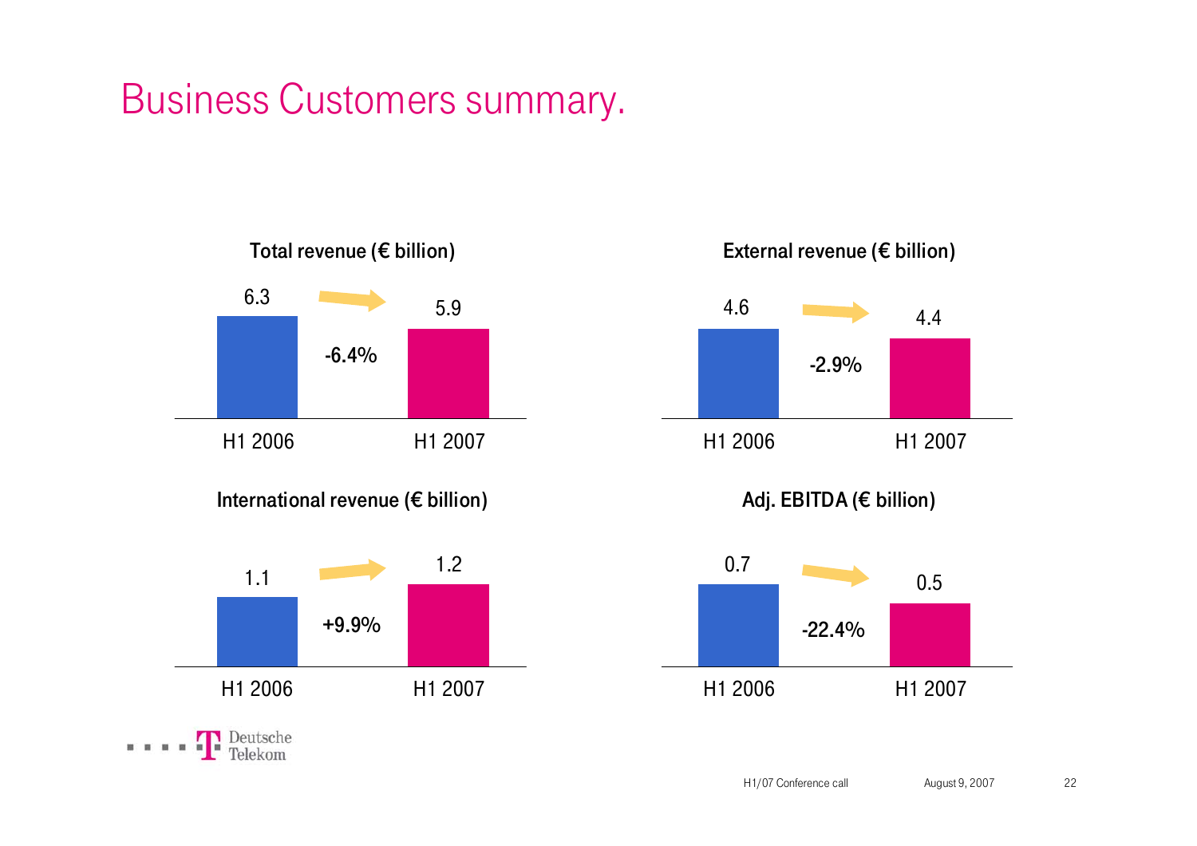# Business Customers summary.

**Total revenue (€ billion)**

| H1 2006 | | H1 2007 |
|---|---|---|
| 6.3 | -6.4% | 5.9 |

**External revenue (€ billion)**

| H1 2006 | | H1 2007 |
|---|---|---|
| 4.6 | -2.9% | 4.4 |

**International revenue (€ billion)**

| H1 2006 | | H1 2007 |
|---|---|---|
| 1.1 | +9.9% | 1.2 |

**Adj. EBITDA (€ billion)**

| H1 2006 | | H1 2007 |
|---|---|---|
| 0.7 | -22.4% | 0.5 |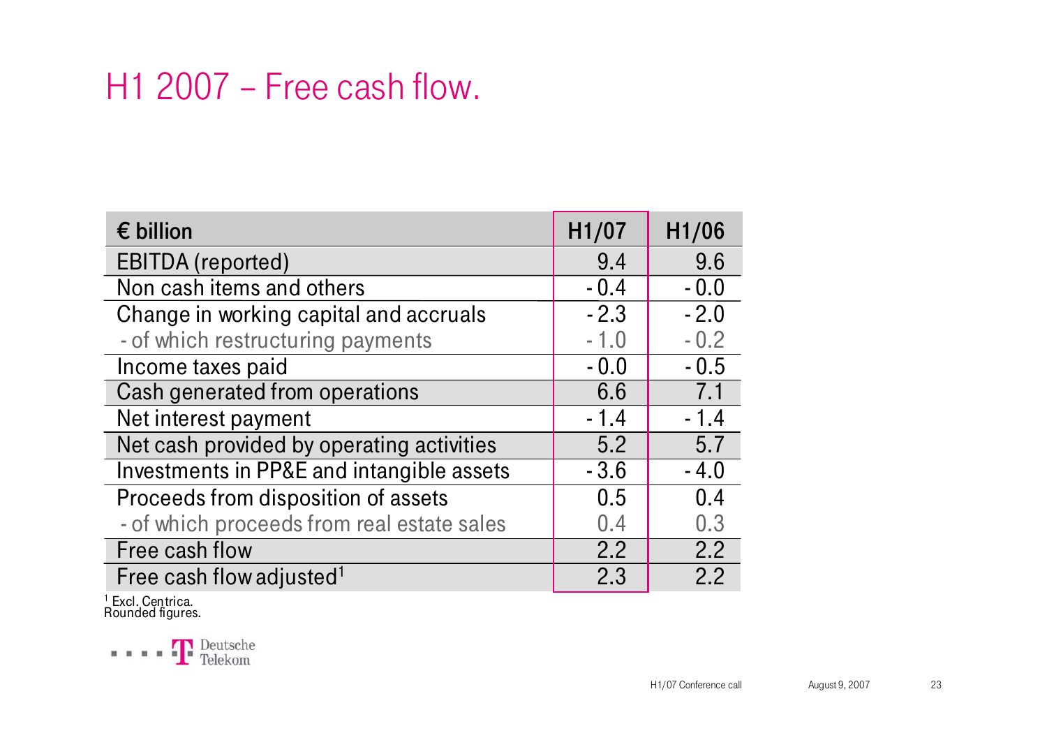# H1 2007 – Free cash flow.

| € billion | H1/07 | H1/06 |
|---|---|---|
| EBITDA (reported) | 9.4 | 9.6 |
| Non cash items and others | - 0.4 | - 0.0 |
| Change in working capital and accruals | - 2.3 | - 2.0 |
| - of which restructuring payments | - 1.0 | - 0.2 |
| Income taxes paid | - 0.0 | - 0.5 |
| Cash generated from operations | 6.6 | 7.1 |
| Net interest payment | - 1.4 | - 1.4 |
| Net cash provided by operating activities | 5.2 | 5.7 |
| Investments in PP&E and intangible assets | - 3.6 | - 4.0 |
| Proceeds from disposition of assets | 0.5 | 0.4 |
| - of which proceeds from real estate sales | 0.4 | 0.3 |
| Free cash flow | 2.2 | 2.2 |
| Free cash flow adjusted[1] | 2.3 | 2.2 |

[1] Excl. Centrica.
Rounded figures.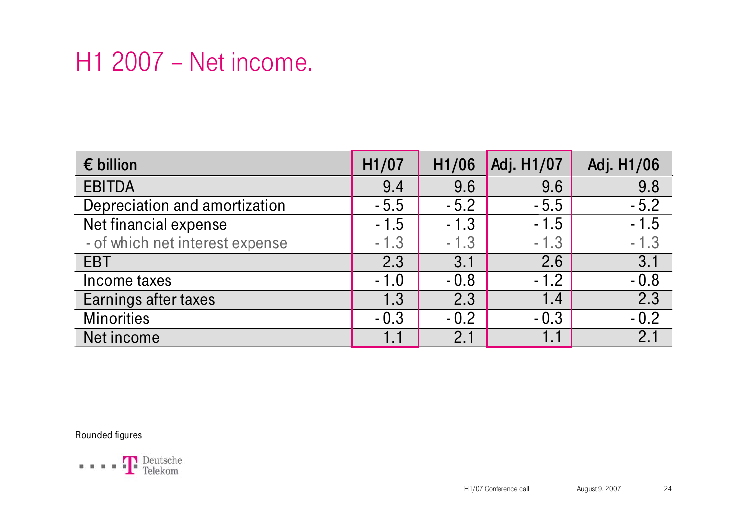# H1 2007 – Net income.

| € billion | H1/07 | H1/06 | Adj. H1/07 | Adj. H1/06 |
|---|---|---|---|---|
| EBITDA | 9.4 | 9.6 | 9.6 | 9.8 |
| Depreciation and amortization | - 5.5 | - 5.2 | - 5.5 | - 5.2 |
| Net financial expense | - 1.5 | - 1.3 | - 1.5 | - 1.5 |
| - of which net interest expense | - 1.3 | - 1.3 | - 1.3 | - 1.3 |
| EBT | 2.3 | 3.1 | 2.6 | 3.1 |
| Income taxes | - 1.0 | - 0.8 | - 1.2 | - 0.8 |
| Earnings after taxes | 1.3 | 2.3 | 1.4 | 2.3 |
| Minorities | - 0.3 | - 0.2 | - 0.3 | - 0.2 |
| Net income | 1.1 | 2.1 | 1.1 | 2.1 |

Rounded figures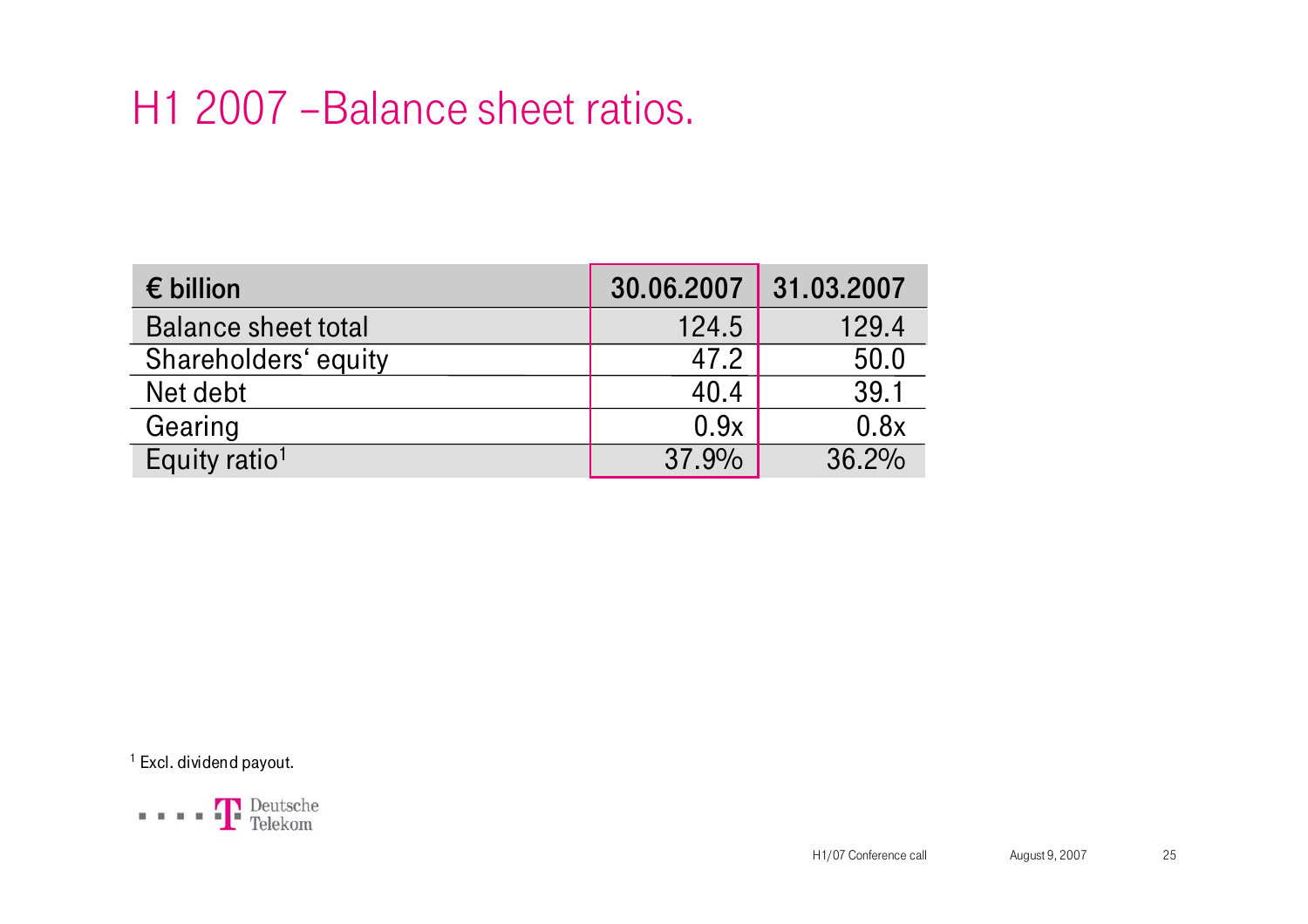# H1 2007 –Balance sheet ratios.

| € billion | 30.06.2007 | 31.03.2007 |
| --- | --- | --- |
| Balance sheet total | 124.5 | 129.4 |
| Shareholders' equity | 47.2 | 50.0 |
| Net debt | 40.4 | 39.1 |
| Gearing | 0.9x | 0.8x |
| Equity ratio[1] | 37.9% | 36.2% |

[1] Excl. dividend payout.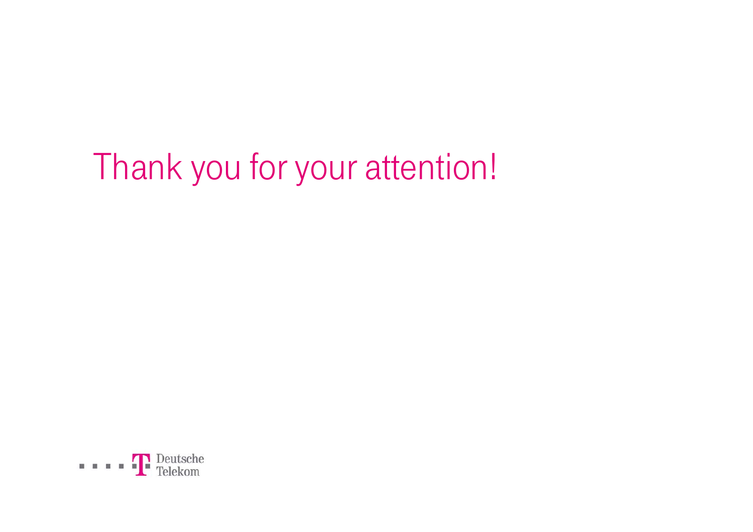Thank you for your attention!

Deutsche Telekom